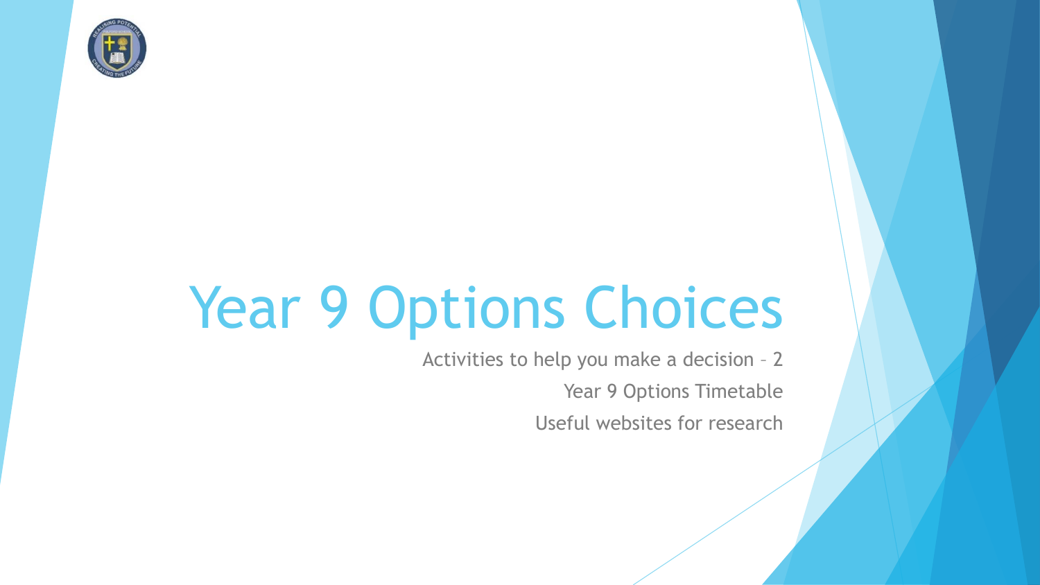# Year 9 Options Choices

Activities to help you make a decision – 2

Year 9 Options Timetable

Useful websites for research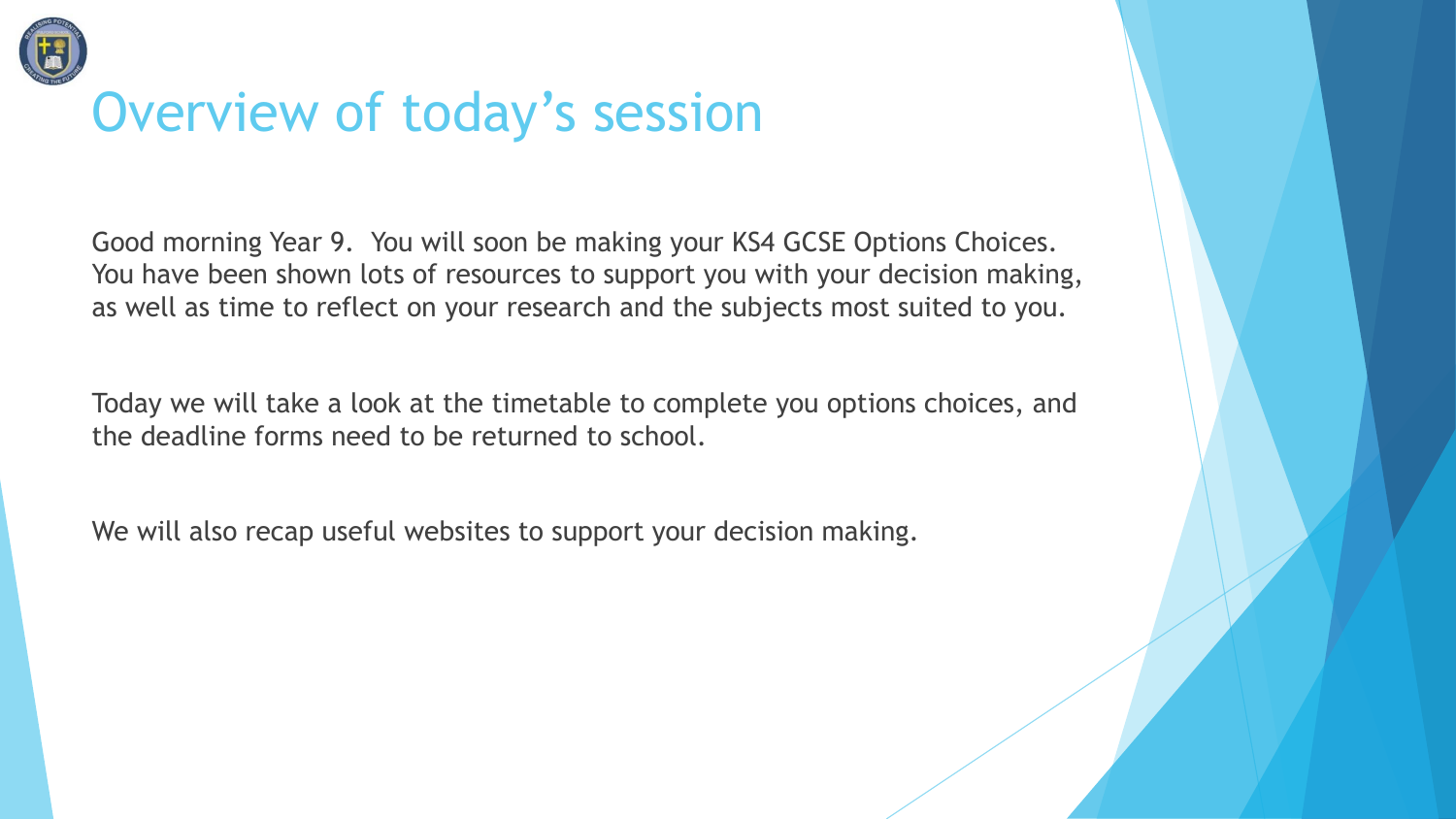# Overview of today's session

Good morning Year 9. You will soon be making your KS4 GCSE Options Choices. You have been shown lots of resources to support you with your decision making, as well as time to reflect on your research and the subjects most suited to you.

Today we will take a look at the timetable to complete you options choices, and the deadline forms need to be returned to school.

We will also recap useful websites to support your decision making.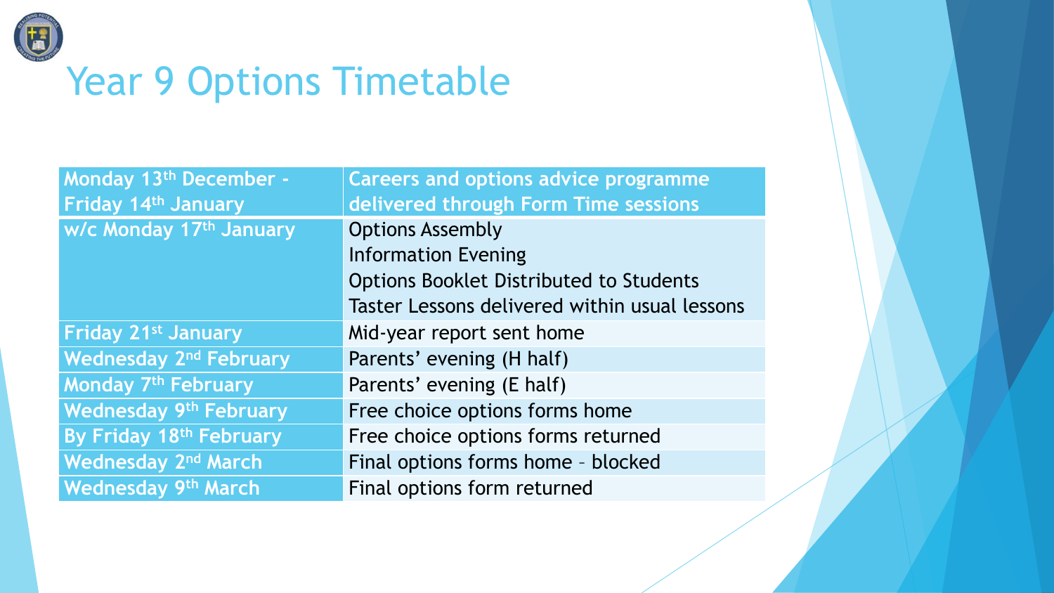# Year 9 Options Timetable

| Monday 13th December - Friday 14th January | Careers and options advice programme delivered through Form Time sessions |
|---|---|
| w/c Monday 17th January | Options Assembly<br>Information Evening<br>Options Booklet Distributed to Students<br>Taster Lessons delivered within usual lessons |
| Friday 21st January | Mid-year report sent home |
| Wednesday 2nd February | Parents' evening (H half) |
| Monday 7th February | Parents' evening (E half) |
| Wednesday 9th February | Free choice options forms home |
| By Friday 18th February | Free choice options forms returned |
| Wednesday 2nd March | Final options forms home – blocked |
| Wednesday 9th March | Final options form returned |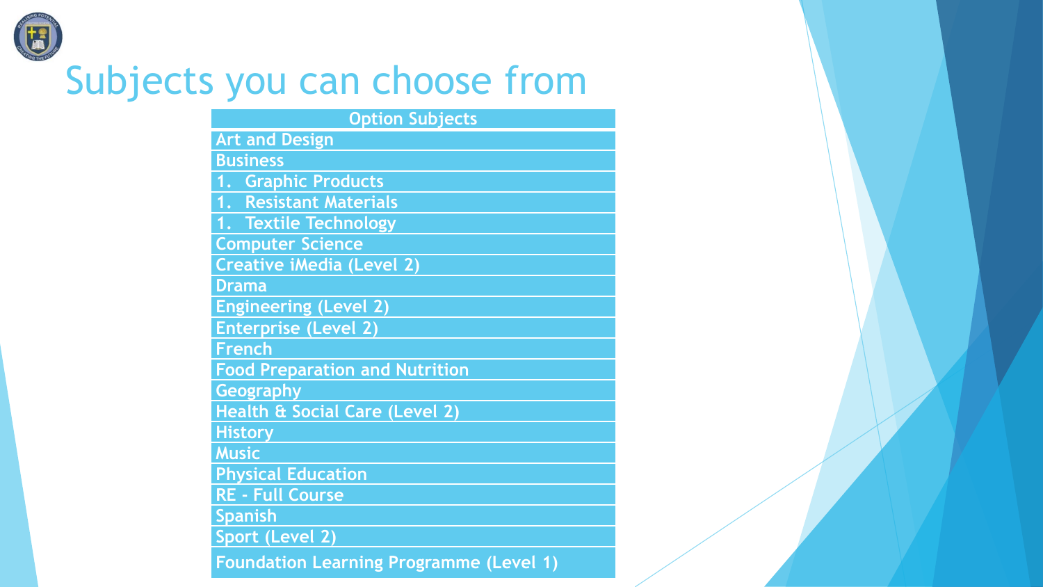# Subjects you can choose from

| Option Subjects |
| --- |
| Art and Design |
| Business |
| 1. Graphic Products |
| 1. Resistant Materials |
| 1. Textile Technology |
| Computer Science |
| Creative iMedia (Level 2) |
| Drama |
| Engineering (Level 2) |
| Enterprise (Level 2) |
| French |
| Food Preparation and Nutrition |
| Geography |
| Health & Social Care (Level 2) |
| History |
| Music |
| Physical Education |
| RE - Full Course |
| Spanish |
| Sport (Level 2) |
| Foundation Learning Programme (Level 1) |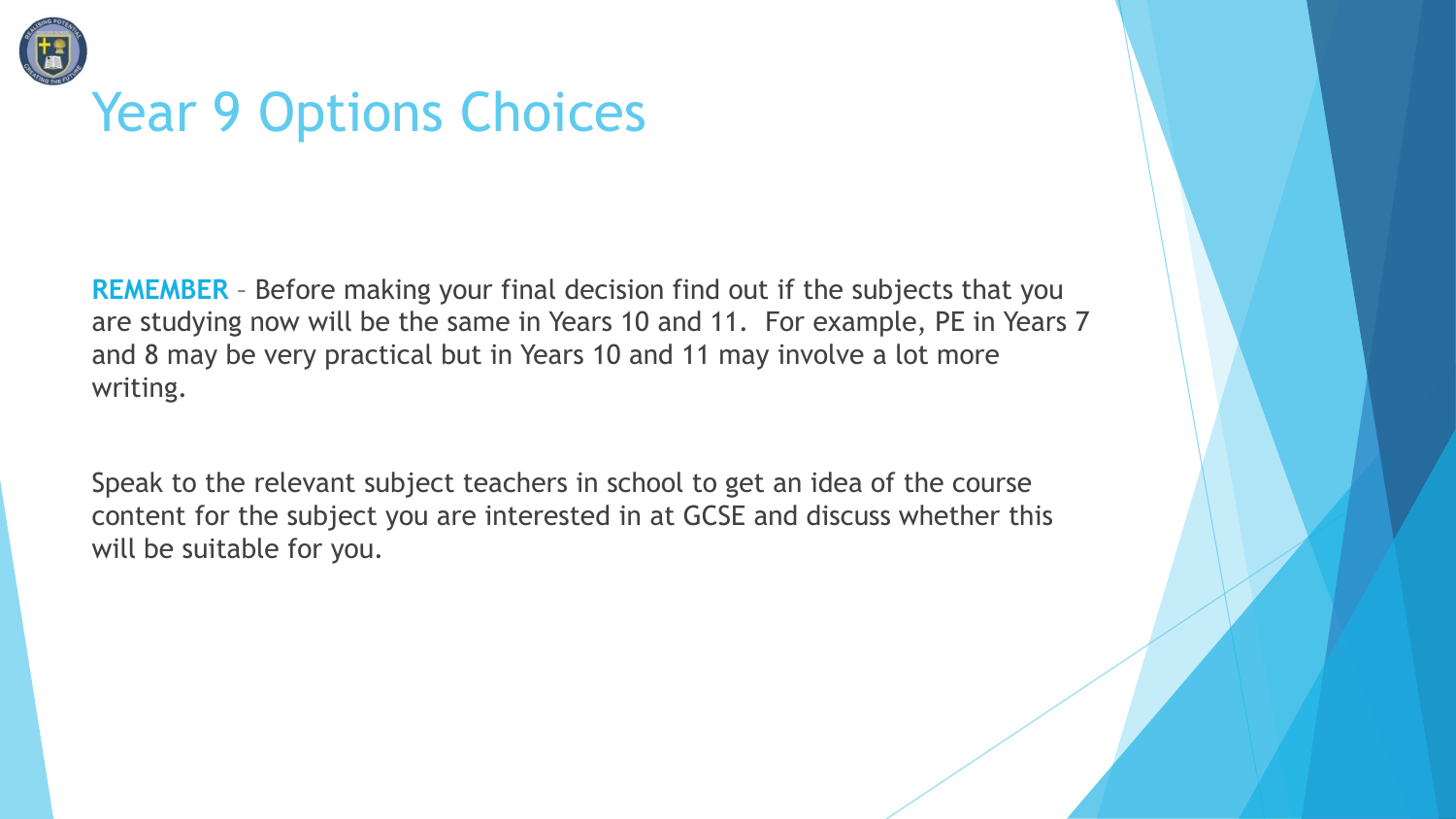# Year 9 Options Choices

**REMEMBER** – Before making your final decision find out if the subjects that you are studying now will be the same in Years 10 and 11. For example, PE in Years 7 and 8 may be very practical but in Years 10 and 11 may involve a lot more writing.

Speak to the relevant subject teachers in school to get an idea of the course content for the subject you are interested in at GCSE and discuss whether this will be suitable for you.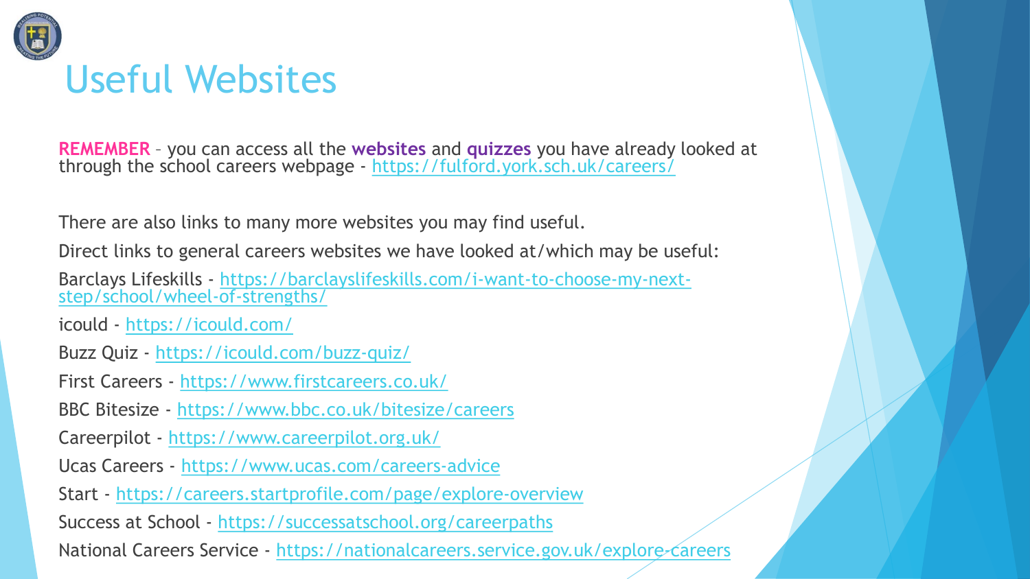# Useful Websites

**REMEMBER** – you can access all the **websites** and **quizzes** you have already looked at through the school careers webpage - https://fulford.york.sch.uk/careers/

There are also links to many more websites you may find useful.

Direct links to general careers websites we have looked at/which may be useful:

Barclays Lifeskills - https://barclayslifeskills.com/i-want-to-choose-my-next-step/school/wheel-of-strengths/

icould - https://icould.com/

Buzz Quiz - https://icould.com/buzz-quiz/

First Careers - https://www.firstcareers.co.uk/

BBC Bitesize - https://www.bbc.co.uk/bitesize/careers

Careerpilot - https://www.careerpilot.org.uk/

Ucas Careers - https://www.ucas.com/careers-advice

Start - https://careers.startprofile.com/page/explore-overview

Success at School - https://successatschool.org/careerpaths

National Careers Service - https://nationalcareers.service.gov.uk/explore-careers